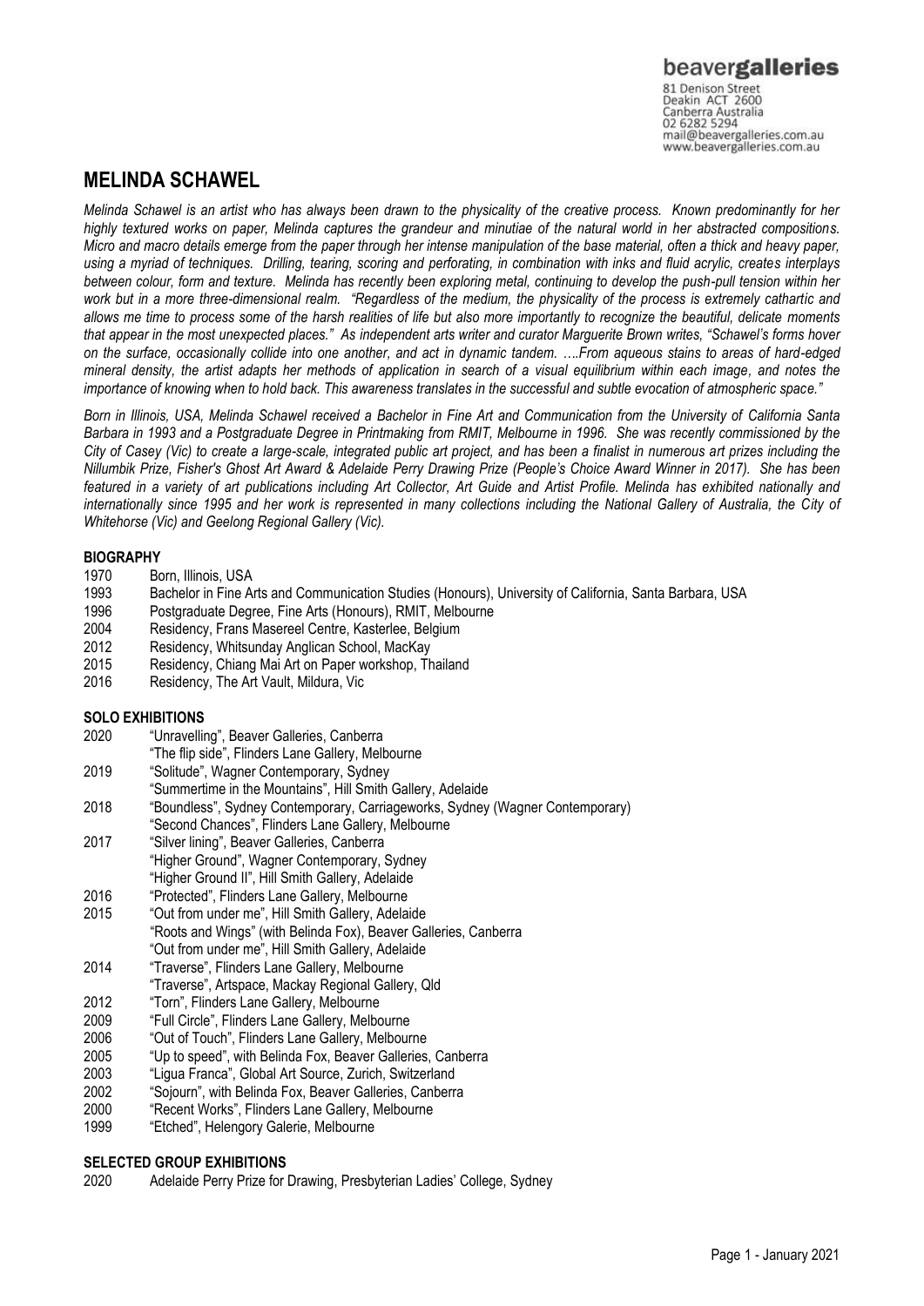beavergalleries
81 Denison Street
Deakin ACT 2600
Canberra Australia
02 6282 5294
mail@beavergalleries.com.au
www.beavergalleries.com.au

# MELINDA SCHAWEL

*Melinda Schawel is an artist who has always been drawn to the physicality of the creative process. Known predominantly for her highly textured works on paper, Melinda captures the grandeur and minutiae of the natural world in her abstracted compositions. Micro and macro details emerge from the paper through her intense manipulation of the base material, often a thick and heavy paper, using a myriad of techniques. Drilling, tearing, scoring and perforating, in combination with inks and fluid acrylic, creates interplays between colour, form and texture. Melinda has recently been exploring metal, continuing to develop the push-pull tension within her work but in a more three-dimensional realm. "Regardless of the medium, the physicality of the process is extremely cathartic and allows me time to process some of the harsh realities of life but also more importantly to recognize the beautiful, delicate moments that appear in the most unexpected places." As independent arts writer and curator Marguerite Brown writes, "Schawel's forms hover on the surface, occasionally collide into one another, and act in dynamic tandem. ….From aqueous stains to areas of hard-edged mineral density, the artist adapts her methods of application in search of a visual equilibrium within each image, and notes the importance of knowing when to hold back. This awareness translates in the successful and subtle evocation of atmospheric space."*

*Born in Illinois, USA, Melinda Schawel received a Bachelor in Fine Art and Communication from the University of California Santa Barbara in 1993 and a Postgraduate Degree in Printmaking from RMIT, Melbourne in 1996. She was recently commissioned by the City of Casey (Vic) to create a large-scale, integrated public art project, and has been a finalist in numerous art prizes including the Nillumbik Prize, Fisher's Ghost Art Award & Adelaide Perry Drawing Prize (People's Choice Award Winner in 2017). She has been featured in a variety of art publications including Art Collector, Art Guide and Artist Profile. Melinda has exhibited nationally and internationally since 1995 and her work is represented in many collections including the National Gallery of Australia, the City of Whitehorse (Vic) and Geelong Regional Gallery (Vic).*

## BIOGRAPHY

1970 Born, Illinois, USA
1993 Bachelor in Fine Arts and Communication Studies (Honours), University of California, Santa Barbara, USA
1996 Postgraduate Degree, Fine Arts (Honours), RMIT, Melbourne
2004 Residency, Frans Masereel Centre, Kasterlee, Belgium
2012 Residency, Whitsunday Anglican School, MacKay
2015 Residency, Chiang Mai Art on Paper workshop, Thailand
2016 Residency, The Art Vault, Mildura, Vic

## SOLO EXHIBITIONS

2020 "Unravelling", Beaver Galleries, Canberra
"The flip side", Flinders Lane Gallery, Melbourne
2019 "Solitude", Wagner Contemporary, Sydney
"Summertime in the Mountains", Hill Smith Gallery, Adelaide
2018 "Boundless", Sydney Contemporary, Carriageworks, Sydney (Wagner Contemporary)
"Second Chances", Flinders Lane Gallery, Melbourne
2017 "Silver lining", Beaver Galleries, Canberra
"Higher Ground", Wagner Contemporary, Sydney
"Higher Ground II", Hill Smith Gallery, Adelaide
2016 "Protected", Flinders Lane Gallery, Melbourne
2015 "Out from under me", Hill Smith Gallery, Adelaide
"Roots and Wings" (with Belinda Fox), Beaver Galleries, Canberra
"Out from under me", Hill Smith Gallery, Adelaide
2014 "Traverse", Flinders Lane Gallery, Melbourne
"Traverse", Artspace, Mackay Regional Gallery, Qld
2012 "Torn", Flinders Lane Gallery, Melbourne
2009 "Full Circle", Flinders Lane Gallery, Melbourne
2006 "Out of Touch", Flinders Lane Gallery, Melbourne
2005 "Up to speed", with Belinda Fox, Beaver Galleries, Canberra
2003 "Ligua Franca", Global Art Source, Zurich, Switzerland
2002 "Sojourn", with Belinda Fox, Beaver Galleries, Canberra
2000 "Recent Works", Flinders Lane Gallery, Melbourne
1999 "Etched", Helengory Galerie, Melbourne

## SELECTED GROUP EXHIBITIONS

2020 Adelaide Perry Prize for Drawing, Presbyterian Ladies' College, Sydney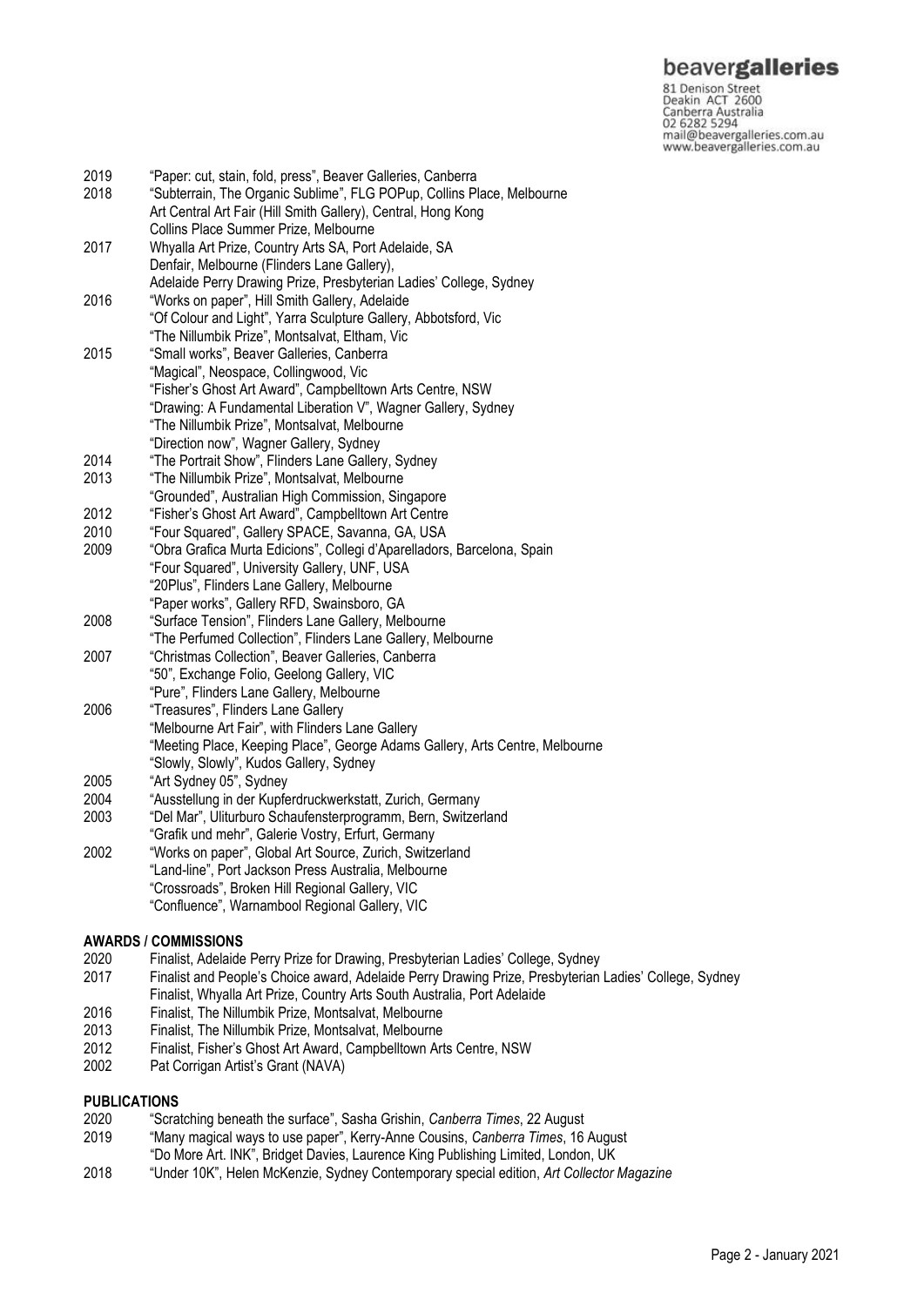| | |
|---|---|
| 2019 | "Paper: cut, stain, fold, press", Beaver Galleries, Canberra |
| 2018 | "Subterrain, The Organic Sublime", FLG POPup, Collins Place, Melbourne |
| | Art Central Art Fair (Hill Smith Gallery), Central, Hong Kong |
| | Collins Place Summer Prize, Melbourne |
| 2017 | Whyalla Art Prize, Country Arts SA, Port Adelaide, SA |
| | Denfair, Melbourne (Flinders Lane Gallery), |
| | Adelaide Perry Drawing Prize, Presbyterian Ladies' College, Sydney |
| 2016 | "Works on paper", Hill Smith Gallery, Adelaide |
| | "Of Colour and Light", Yarra Sculpture Gallery, Abbotsford, Vic |
| | "The Nillumbik Prize", Montsalvat, Eltham, Vic |
| 2015 | "Small works", Beaver Galleries, Canberra |
| | "Magical", Neospace, Collingwood, Vic |
| | "Fisher's Ghost Art Award", Campbelltown Arts Centre, NSW |
| | "Drawing: A Fundamental Liberation V", Wagner Gallery, Sydney |
| | "The Nillumbik Prize", Montsalvat, Melbourne |
| | "Direction now", Wagner Gallery, Sydney |
| 2014 | "The Portrait Show", Flinders Lane Gallery, Sydney |
| 2013 | "The Nillumbik Prize", Montsalvat, Melbourne |
| | "Grounded", Australian High Commission, Singapore |
| 2012 | "Fisher's Ghost Art Award", Campbelltown Art Centre |
| 2010 | "Four Squared", Gallery SPACE, Savanna, GA, USA |
| 2009 | "Obra Grafica Murta Edicions", Collegi d'Aparelladors, Barcelona, Spain |
| | "Four Squared", University Gallery, UNF, USA |
| | "20Plus", Flinders Lane Gallery, Melbourne |
| | "Paper works", Gallery RFD, Swainsboro, GA |
| 2008 | "Surface Tension", Flinders Lane Gallery, Melbourne |
| | "The Perfumed Collection", Flinders Lane Gallery, Melbourne |
| 2007 | "Christmas Collection", Beaver Galleries, Canberra |
| | "50", Exchange Folio, Geelong Gallery, VIC |
| | "Pure", Flinders Lane Gallery, Melbourne |
| 2006 | "Treasures", Flinders Lane Gallery |
| | "Melbourne Art Fair", with Flinders Lane Gallery |
| | "Meeting Place, Keeping Place", George Adams Gallery, Arts Centre, Melbourne |
| | "Slowly, Slowly", Kudos Gallery, Sydney |
| 2005 | "Art Sydney 05", Sydney |
| 2004 | "Ausstellung in der Kupferdruckwerkstatt, Zurich, Germany |
| 2003 | "Del Mar", Uliturburo Schaufensterprogramm, Bern, Switzerland |
| | "Grafik und mehr", Galerie Vostry, Erfurt, Germany |
| 2002 | "Works on paper", Global Art Source, Zurich, Switzerland |
| | "Land-line", Port Jackson Press Australia, Melbourne |
| | "Crossroads", Broken Hill Regional Gallery, VIC |
| | "Confluence", Warnambool Regional Gallery, VIC |

## AWARDS / COMMISSIONS

| | |
|---|---|
| 2020 | Finalist, Adelaide Perry Prize for Drawing, Presbyterian Ladies' College, Sydney |
| 2017 | Finalist and People's Choice award, Adelaide Perry Drawing Prize, Presbyterian Ladies' College, Sydney |
| | Finalist, Whyalla Art Prize, Country Arts South Australia, Port Adelaide |
| 2016 | Finalist, The Nillumbik Prize, Montsalvat, Melbourne |
| 2013 | Finalist, The Nillumbik Prize, Montsalvat, Melbourne |
| 2012 | Finalist, Fisher's Ghost Art Award, Campbelltown Arts Centre, NSW |
| 2002 | Pat Corrigan Artist's Grant (NAVA) |

## PUBLICATIONS

| | |
|---|---|
| 2020 | "Scratching beneath the surface", Sasha Grishin, *Canberra Times*, 22 August |
| 2019 | "Many magical ways to use paper", Kerry-Anne Cousins, *Canberra Times*, 16 August |
| | "Do More Art. INK", Bridget Davies, Laurence King Publishing Limited, London, UK |
| 2018 | "Under 10K", Helen McKenzie, Sydney Contemporary special edition, *Art Collector Magazine* |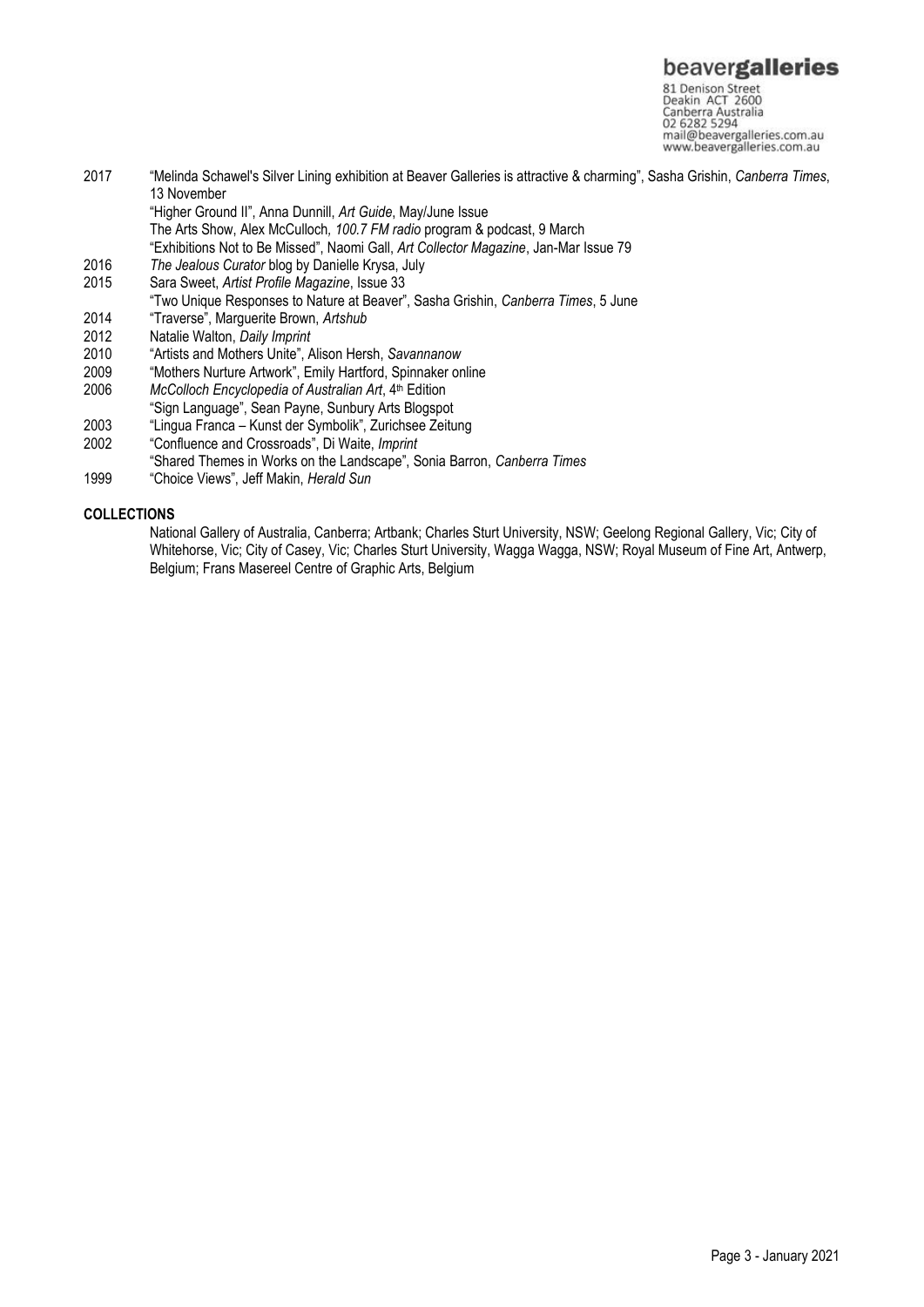2017 "Melinda Schawel's Silver Lining exhibition at Beaver Galleries is attractive & charming", Sasha Grishin, *Canberra Times*, 13 November

"Higher Ground II", Anna Dunnill, *Art Guide*, May/June Issue

The Arts Show, Alex McCulloch, *100.7 FM radio* program & podcast, 9 March

"Exhibitions Not to Be Missed", Naomi Gall, *Art Collector Magazine*, Jan-Mar Issue 79

2016 *The Jealous Curator* blog by Danielle Krysa, July

2015 Sara Sweet, *Artist Profile Magazine*, Issue 33

"Two Unique Responses to Nature at Beaver", Sasha Grishin, *Canberra Times*, 5 June

2014 "Traverse", Marguerite Brown, *Artshub*

2012 Natalie Walton, *Daily Imprint*

2010 "Artists and Mothers Unite", Alison Hersh, *Savannanow*

2009 "Mothers Nurture Artwork", Emily Hartford, Spinnaker online

2006 *McColloch Encyclopedia of Australian Art*, 4th Edition

"Sign Language", Sean Payne, Sunbury Arts Blogspot

2003 "Lingua Franca – Kunst der Symbolik", Zurichsee Zeitung

2002 "Confluence and Crossroads", Di Waite, *Imprint*

"Shared Themes in Works on the Landscape", Sonia Barron, *Canberra Times*

1999 "Choice Views", Jeff Makin, *Herald Sun*

**COLLECTIONS**

National Gallery of Australia, Canberra; Artbank; Charles Sturt University, NSW; Geelong Regional Gallery, Vic; City of Whitehorse, Vic; City of Casey, Vic; Charles Sturt University, Wagga Wagga, NSW; Royal Museum of Fine Art, Antwerp, Belgium; Frans Masereel Centre of Graphic Arts, Belgium